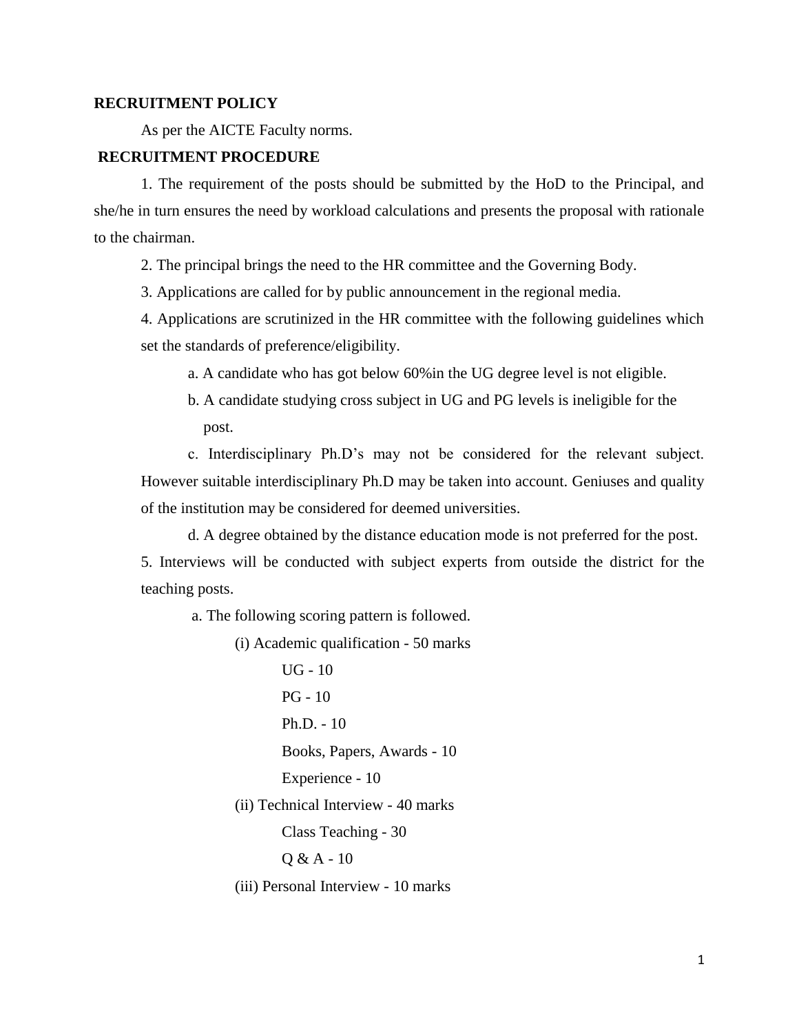**RECRUITMENT POLICY**

As per the AICTE Faculty norms.

**RECRUITMENT PROCEDURE**

1. The requirement of the posts should be submitted by the HoD to the Principal, and she/he in turn ensures the need by workload calculations and presents the proposal with rationale to the chairman.

2. The principal brings the need to the HR committee and the Governing Body.

3. Applications are called for by public announcement in the regional media.

4. Applications are scrutinized in the HR committee with the following guidelines which set the standards of preference/eligibility.

   a. A candidate who has got below 60%in the UG degree level is not eligible.

   b. A candidate studying cross subject in UG and PG levels is ineligible for the post.

   c. Interdisciplinary Ph.D's may not be considered for the relevant subject. However suitable interdisciplinary Ph.D may be taken into account. Geniuses and quality of the institution may be considered for deemed universities.

   d. A degree obtained by the distance education mode is not preferred for the post.

5. Interviews will be conducted with subject experts from outside the district for the teaching posts.

   a. The following scoring pattern is followed.

      (i) Academic qualification - 50 marks

         UG - 10

         PG - 10

         Ph.D. - 10

         Books, Papers, Awards - 10

         Experience - 10

      (ii) Technical Interview - 40 marks

         Class Teaching - 30

         Q & A - 10

      (iii) Personal Interview - 10 marks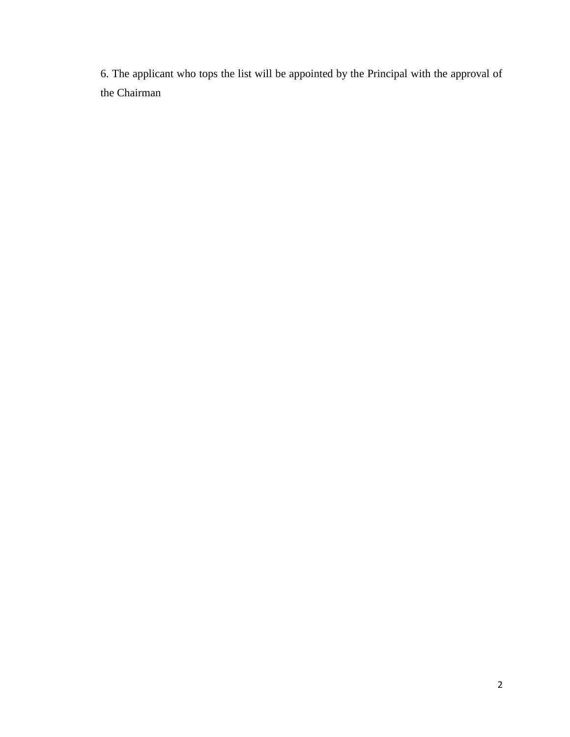6. The applicant who tops the list will be appointed by the Principal with the approval of the Chairman